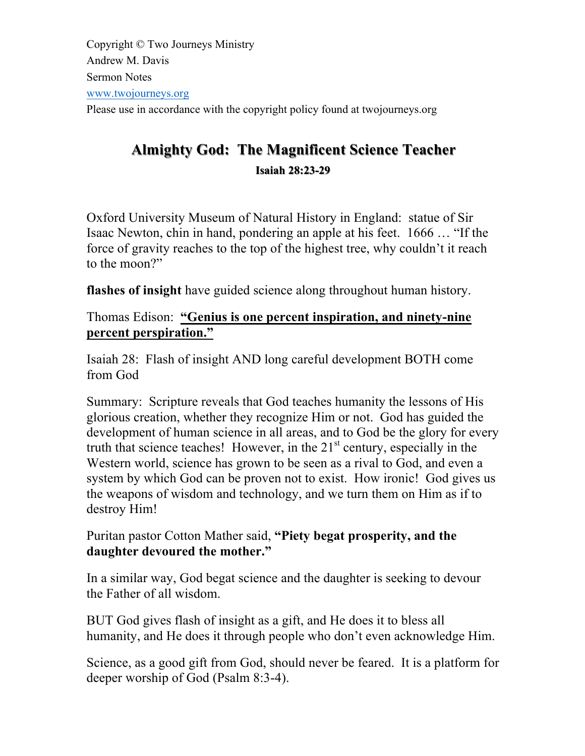Copyright © Two Journeys Ministry
Andrew M. Davis
Sermon Notes
www.twojourneys.org
Please use in accordance with the copyright policy found at twojourneys.org

# Almighty God: The Magnificent Science Teacher

## Isaiah 28:23-29

Oxford University Museum of Natural History in England: statue of Sir Isaac Newton, chin in hand, pondering an apple at his feet. 1666 … "If the force of gravity reaches to the top of the highest tree, why couldn't it reach to the moon?"

**flashes of insight** have guided science along throughout human history.

Thomas Edison: **"Genius is one percent inspiration, and ninety-nine percent perspiration."**

Isaiah 28: Flash of insight AND long careful development BOTH come from God

Summary: Scripture reveals that God teaches humanity the lessons of His glorious creation, whether they recognize Him or not. God has guided the development of human science in all areas, and to God be the glory for every truth that science teaches! However, in the 21st century, especially in the Western world, science has grown to be seen as a rival to God, and even a system by which God can be proven not to exist. How ironic! God gives us the weapons of wisdom and technology, and we turn them on Him as if to destroy Him!

Puritan pastor Cotton Mather said, **"Piety begat prosperity, and the daughter devoured the mother."**

In a similar way, God begat science and the daughter is seeking to devour the Father of all wisdom.

BUT God gives flash of insight as a gift, and He does it to bless all humanity, and He does it through people who don't even acknowledge Him.

Science, as a good gift from God, should never be feared. It is a platform for deeper worship of God (Psalm 8:3-4).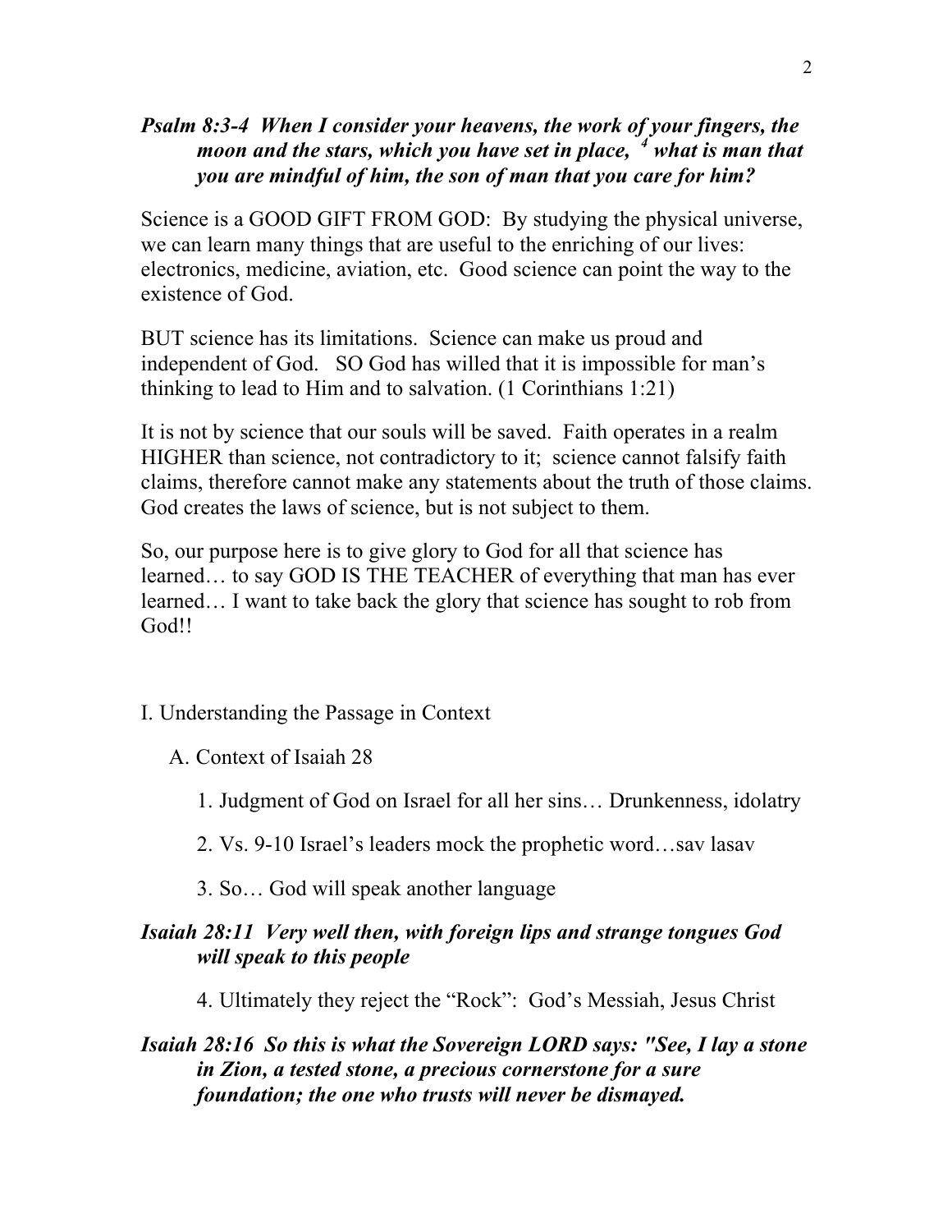***Psalm 8:3-4 When I consider your heavens, the work of your fingers, the moon and the stars, which you have set in place, [4] what is man that you are mindful of him, the son of man that you care for him?***

Science is a GOOD GIFT FROM GOD: By studying the physical universe, we can learn many things that are useful to the enriching of our lives: electronics, medicine, aviation, etc. Good science can point the way to the existence of God.

BUT science has its limitations. Science can make us proud and independent of God. SO God has willed that it is impossible for man's thinking to lead to Him and to salvation. (1 Corinthians 1:21)

It is not by science that our souls will be saved. Faith operates in a realm HIGHER than science, not contradictory to it; science cannot falsify faith claims, therefore cannot make any statements about the truth of those claims. God creates the laws of science, but is not subject to them.

So, our purpose here is to give glory to God for all that science has learned… to say GOD IS THE TEACHER of everything that man has ever learned… I want to take back the glory that science has sought to rob from God!!

I. Understanding the Passage in Context

   A. Context of Isaiah 28

      1. Judgment of God on Israel for all her sins… Drunkenness, idolatry

      2. Vs. 9-10 Israel's leaders mock the prophetic word…sav lasav

      3. So… God will speak another language

***Isaiah 28:11 Very well then, with foreign lips and strange tongues God will speak to this people***

      4. Ultimately they reject the "Rock": God's Messiah, Jesus Christ

***Isaiah 28:16 So this is what the Sovereign LORD says: "See, I lay a stone in Zion, a tested stone, a precious cornerstone for a sure foundation; the one who trusts will never be dismayed.***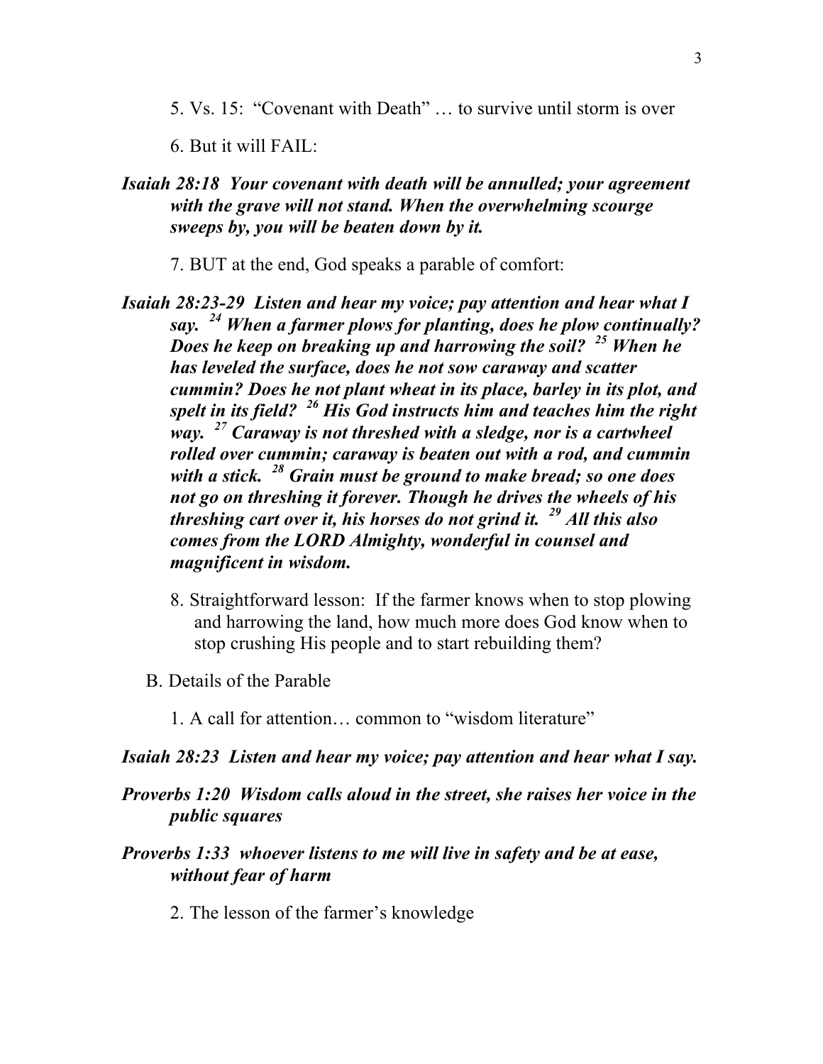5. Vs. 15: "Covenant with Death" … to survive until storm is over

6. But it will FAIL:

***Isaiah 28:18 Your covenant with death will be annulled; your agreement with the grave will not stand. When the overwhelming scourge sweeps by, you will be beaten down by it.***

7. BUT at the end, God speaks a parable of comfort:

***Isaiah 28:23-29 Listen and hear my voice; pay attention and hear what I say. [24] When a farmer plows for planting, does he plow continually? Does he keep on breaking up and harrowing the soil? [25] When he has leveled the surface, does he not sow caraway and scatter cummin? Does he not plant wheat in its place, barley in its plot, and spelt in its field? [26] His God instructs him and teaches him the right way. [27] Caraway is not threshed with a sledge, nor is a cartwheel rolled over cummin; caraway is beaten out with a rod, and cummin with a stick. [28] Grain must be ground to make bread; so one does not go on threshing it forever. Though he drives the wheels of his threshing cart over it, his horses do not grind it. [29] All this also comes from the LORD Almighty, wonderful in counsel and magnificent in wisdom.***

8. Straightforward lesson: If the farmer knows when to stop plowing and harrowing the land, how much more does God know when to stop crushing His people and to start rebuilding them?

B. Details of the Parable

1. A call for attention… common to "wisdom literature"

***Isaiah 28:23 Listen and hear my voice; pay attention and hear what I say.***

***Proverbs 1:20 Wisdom calls aloud in the street, she raises her voice in the public squares***

***Proverbs 1:33 whoever listens to me will live in safety and be at ease, without fear of harm***

2. The lesson of the farmer's knowledge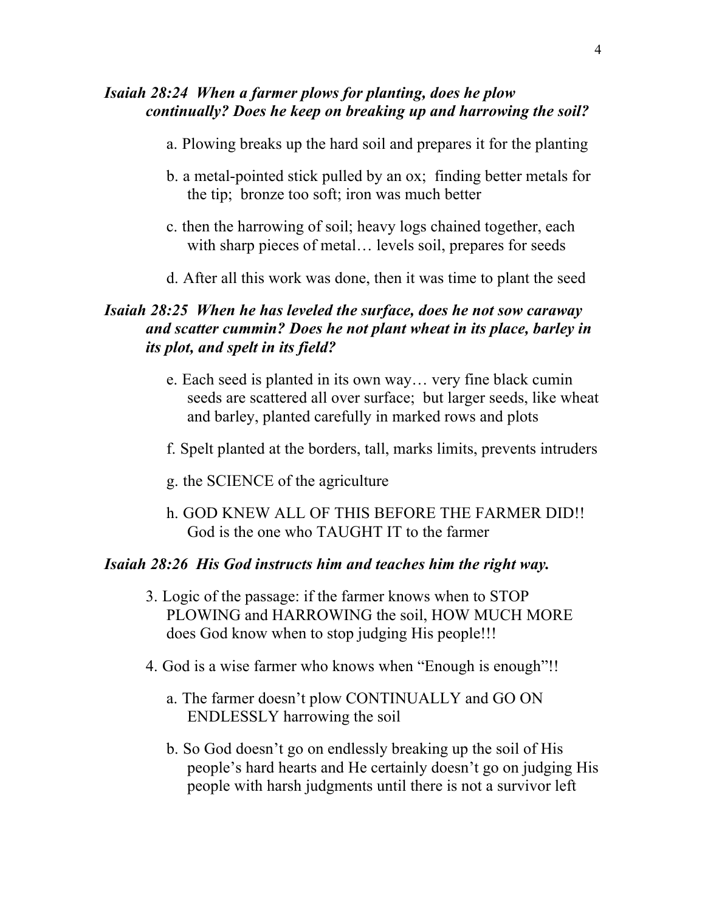***Isaiah 28:24 When a farmer plows for planting, does he plow continually? Does he keep on breaking up and harrowing the soil?***

a. Plowing breaks up the hard soil and prepares it for the planting

b. a metal-pointed stick pulled by an ox; finding better metals for the tip; bronze too soft; iron was much better

c. then the harrowing of soil; heavy logs chained together, each with sharp pieces of metal… levels soil, prepares for seeds

d. After all this work was done, then it was time to plant the seed

***Isaiah 28:25 When he has leveled the surface, does he not sow caraway and scatter cummin? Does he not plant wheat in its place, barley in its plot, and spelt in its field?***

e. Each seed is planted in its own way… very fine black cumin seeds are scattered all over surface; but larger seeds, like wheat and barley, planted carefully in marked rows and plots

f. Spelt planted at the borders, tall, marks limits, prevents intruders

g. the SCIENCE of the agriculture

h. GOD KNEW ALL OF THIS BEFORE THE FARMER DID!! God is the one who TAUGHT IT to the farmer

***Isaiah 28:26 His God instructs him and teaches him the right way.***

3. Logic of the passage: if the farmer knows when to STOP PLOWING and HARROWING the soil, HOW MUCH MORE does God know when to stop judging His people!!!

4. God is a wise farmer who knows when "Enough is enough"!!

   a. The farmer doesn't plow CONTINUALLY and GO ON ENDLESSLY harrowing the soil

   b. So God doesn't go on endlessly breaking up the soil of His people's hard hearts and He certainly doesn't go on judging His people with harsh judgments until there is not a survivor left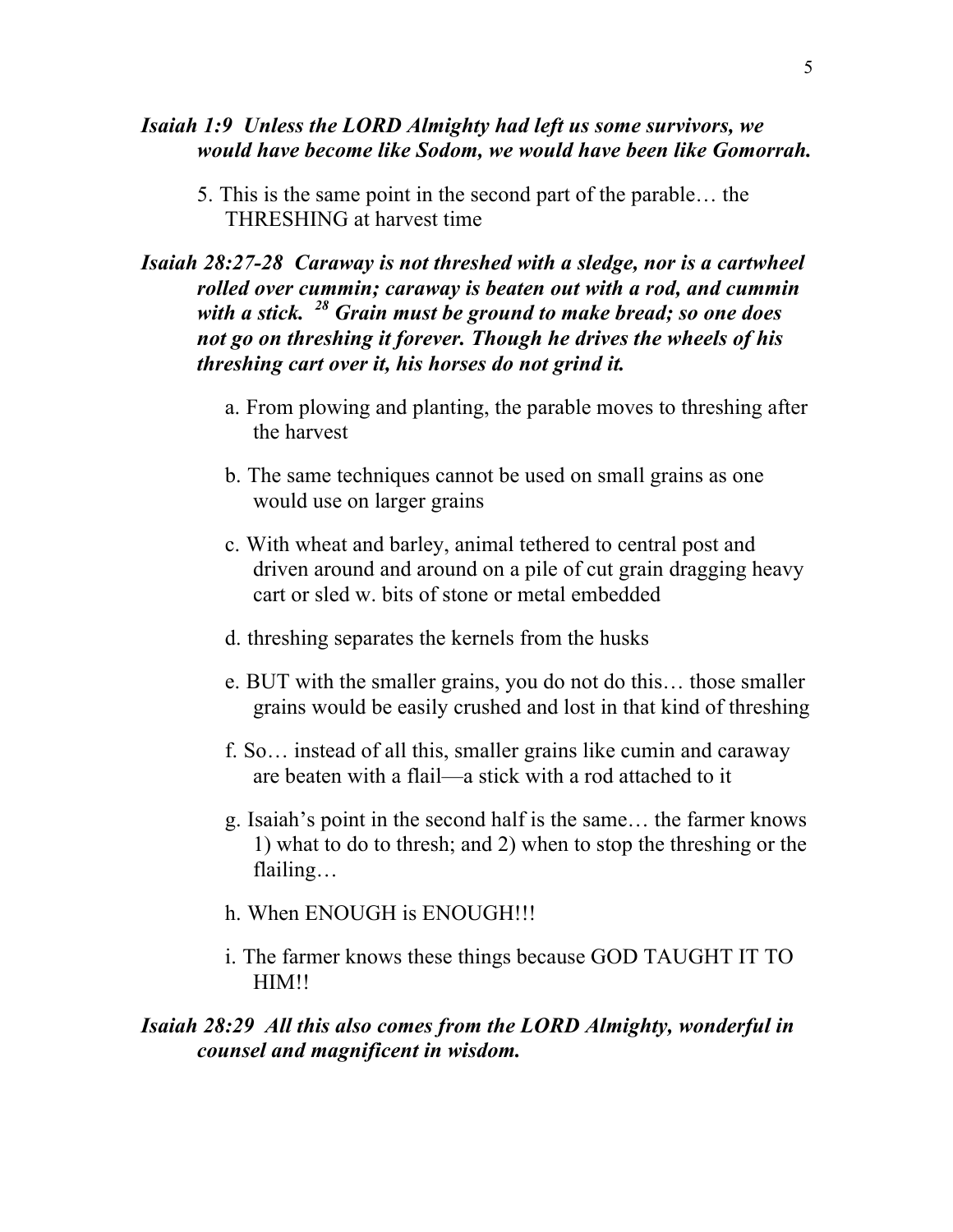***Isaiah 1:9  Unless the LORD Almighty had left us some survivors, we would have become like Sodom, we would have been like Gomorrah.***

5. This is the same point in the second part of the parable… the THRESHING at harvest time

***Isaiah 28:27-28  Caraway is not threshed with a sledge, nor is a cartwheel rolled over cummin; caraway is beaten out with a rod, and cummin with a stick. [28] Grain must be ground to make bread; so one does not go on threshing it forever. Though he drives the wheels of his threshing cart over it, his horses do not grind it.***

a. From plowing and planting, the parable moves to threshing after the harvest

b. The same techniques cannot be used on small grains as one would use on larger grains

c. With wheat and barley, animal tethered to central post and driven around and around on a pile of cut grain dragging heavy cart or sled w. bits of stone or metal embedded

d. threshing separates the kernels from the husks

e. BUT with the smaller grains, you do not do this… those smaller grains would be easily crushed and lost in that kind of threshing

f. So… instead of all this, smaller grains like cumin and caraway are beaten with a flail—a stick with a rod attached to it

g. Isaiah's point in the second half is the same… the farmer knows 1) what to do to thresh; and 2) when to stop the threshing or the flailing…

h. When ENOUGH is ENOUGH!!!

i. The farmer knows these things because GOD TAUGHT IT TO HIM!!

***Isaiah 28:29  All this also comes from the LORD Almighty, wonderful in counsel and magnificent in wisdom.***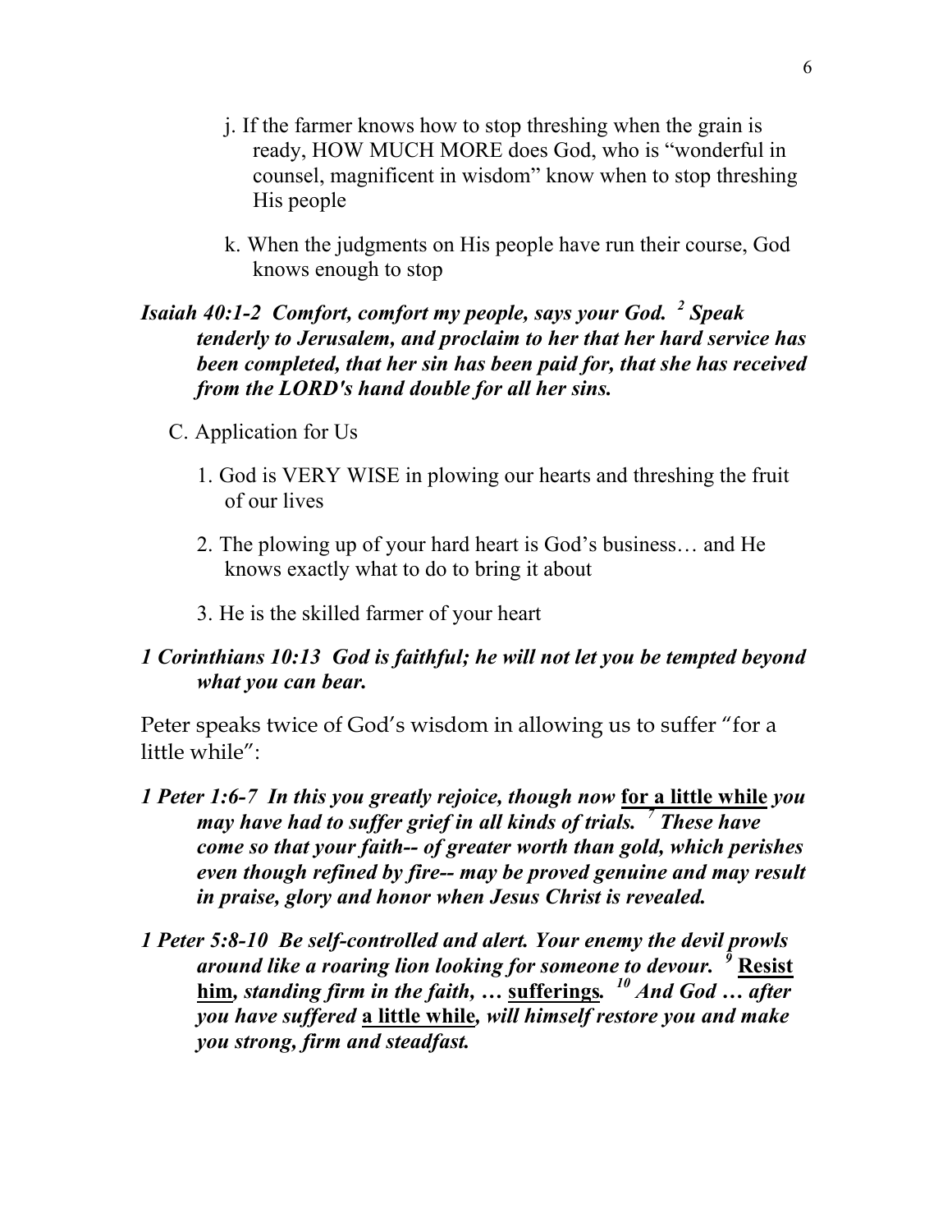j. If the farmer knows how to stop threshing when the grain is ready, HOW MUCH MORE does God, who is "wonderful in counsel, magnificent in wisdom" know when to stop threshing His people

k. When the judgments on His people have run their course, God knows enough to stop

***Isaiah 40:1-2 Comfort, comfort my people, says your God. [2] Speak tenderly to Jerusalem, and proclaim to her that her hard service has been completed, that her sin has been paid for, that she has received from the LORD's hand double for all her sins.***

C. Application for Us

1. God is VERY WISE in plowing our hearts and threshing the fruit of our lives

2. The plowing up of your hard heart is God's business… and He knows exactly what to do to bring it about

3. He is the skilled farmer of your heart

***1 Corinthians 10:13 God is faithful; he will not let you be tempted beyond what you can bear.***

Peter speaks twice of God's wisdom in allowing us to suffer "for a little while":

***1 Peter 1:6-7 In this you greatly rejoice, though now <u>for a little while</u> you may have had to suffer grief in all kinds of trials. [7] These have come so that your faith-- of greater worth than gold, which perishes even though refined by fire-- may be proved genuine and may result in praise, glory and honor when Jesus Christ is revealed.***

***1 Peter 5:8-10 Be self-controlled and alert. Your enemy the devil prowls around like a roaring lion looking for someone to devour. [9] <u>Resist him</u>, standing firm in the faith, … <u>sufferings</u>. [10] And God … after you have suffered <u>a little while</u>, will himself restore you and make you strong, firm and steadfast.***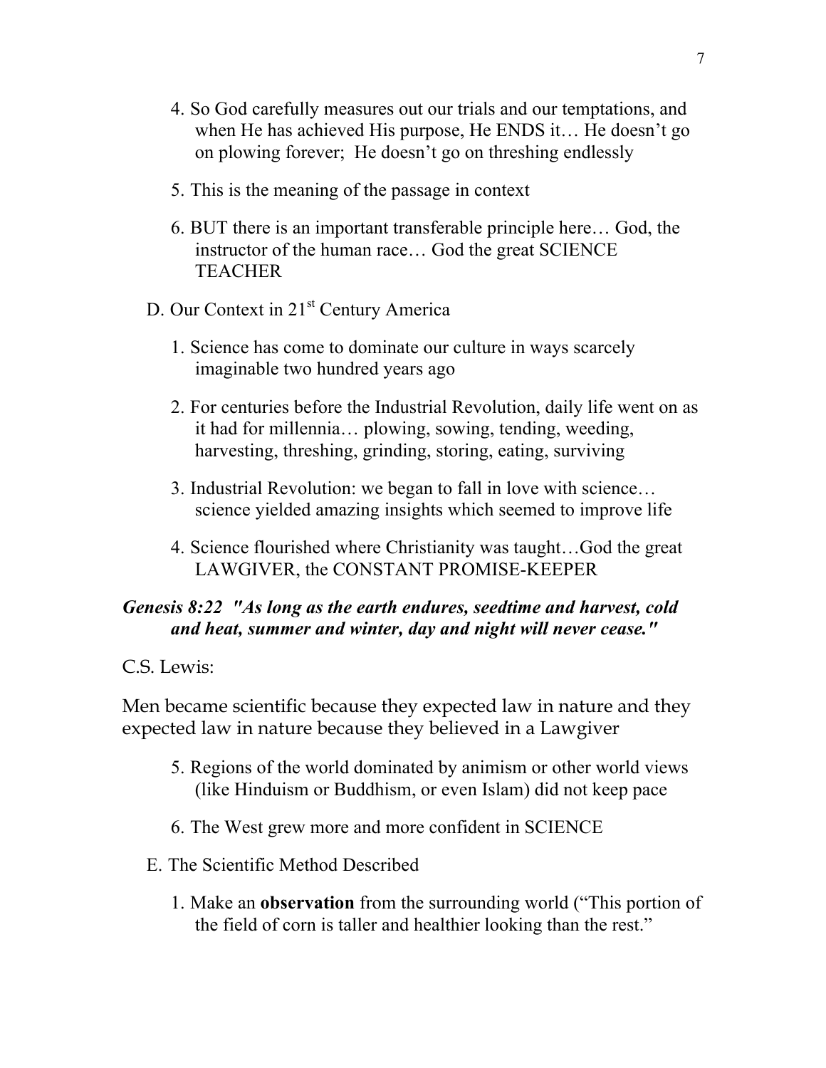4. So God carefully measures out our trials and our temptations, and when He has achieved His purpose, He ENDS it… He doesn't go on plowing forever;  He doesn't go on threshing endlessly

5. This is the meaning of the passage in context

6. BUT there is an important transferable principle here… God, the instructor of the human race… God the great SCIENCE TEACHER

D. Our Context in 21st Century America

1. Science has come to dominate our culture in ways scarcely imaginable two hundred years ago

2. For centuries before the Industrial Revolution, daily life went on as it had for millennia… plowing, sowing, tending, weeding, harvesting, threshing, grinding, storing, eating, surviving

3. Industrial Revolution: we began to fall in love with science… science yielded amazing insights which seemed to improve life

4. Science flourished where Christianity was taught…God the great LAWGIVER, the CONSTANT PROMISE-KEEPER

***Genesis 8:22  "As long as the earth endures, seedtime and harvest, cold and heat, summer and winter, day and night will never cease."***

C.S. Lewis:

Men became scientific because they expected law in nature and they expected law in nature because they believed in a Lawgiver

5. Regions of the world dominated by animism or other world views (like Hinduism or Buddhism, or even Islam) did not keep pace

6. The West grew more and more confident in SCIENCE

E. The Scientific Method Described

1. Make an **observation** from the surrounding world ("This portion of the field of corn is taller and healthier looking than the rest."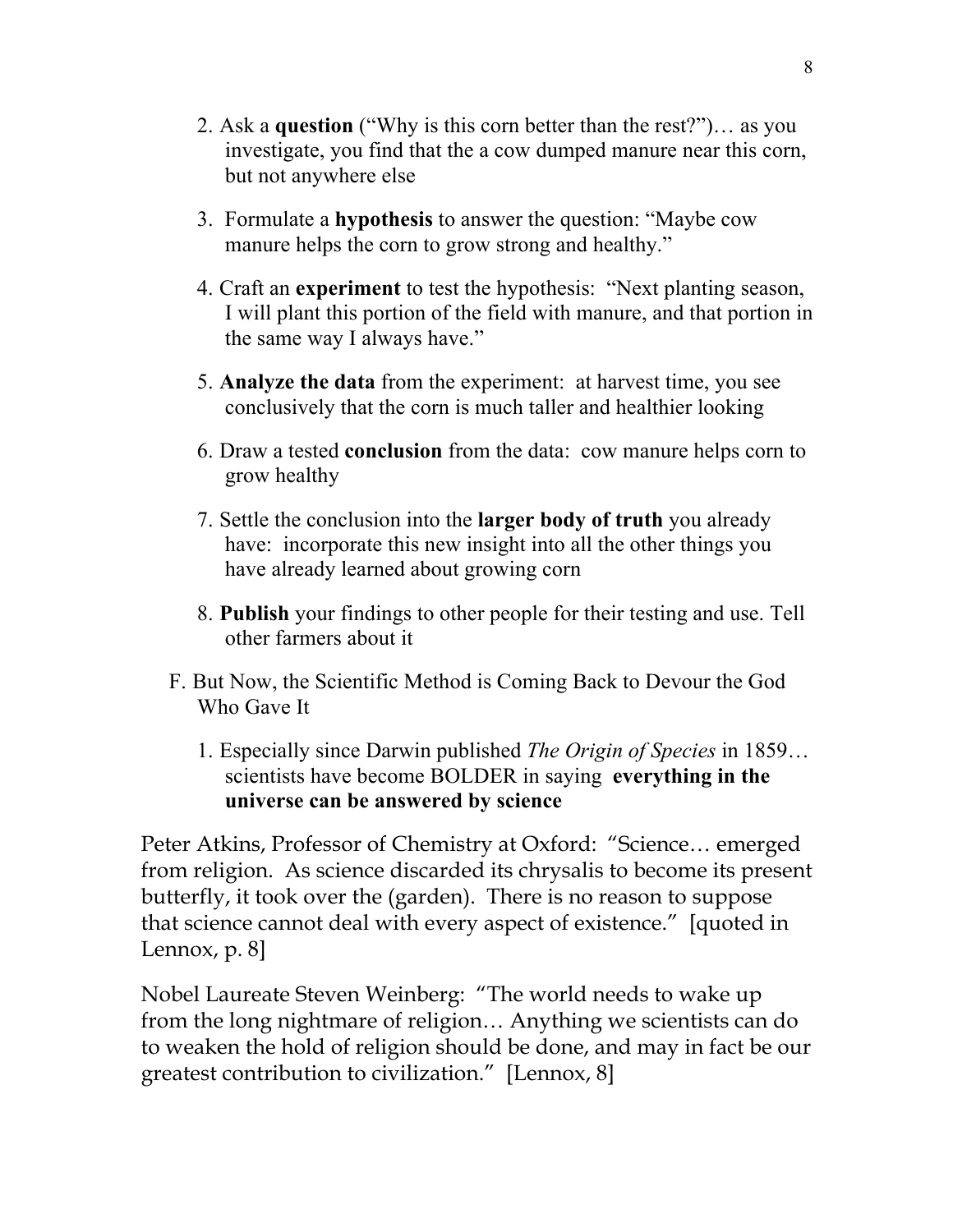2. Ask a **question** ("Why is this corn better than the rest?")… as you investigate, you find that the a cow dumped manure near this corn, but not anywhere else

3. Formulate a **hypothesis** to answer the question: "Maybe cow manure helps the corn to grow strong and healthy."

4. Craft an **experiment** to test the hypothesis: "Next planting season, I will plant this portion of the field with manure, and that portion in the same way I always have."

5. **Analyze the data** from the experiment: at harvest time, you see conclusively that the corn is much taller and healthier looking

6. Draw a tested **conclusion** from the data: cow manure helps corn to grow healthy

7. Settle the conclusion into the **larger body of truth** you already have: incorporate this new insight into all the other things you have already learned about growing corn

8. **Publish** your findings to other people for their testing and use. Tell other farmers about it

F. But Now, the Scientific Method is Coming Back to Devour the God Who Gave It

1. Especially since Darwin published *The Origin of Species* in 1859… scientists have become BOLDER in saying **everything in the universe can be answered by science**

Peter Atkins, Professor of Chemistry at Oxford: "Science… emerged from religion. As science discarded its chrysalis to become its present butterfly, it took over the (garden). There is no reason to suppose that science cannot deal with every aspect of existence." [quoted in Lennox, p. 8]

Nobel Laureate Steven Weinberg: "The world needs to wake up from the long nightmare of religion… Anything we scientists can do to weaken the hold of religion should be done, and may in fact be our greatest contribution to civilization." [Lennox, 8]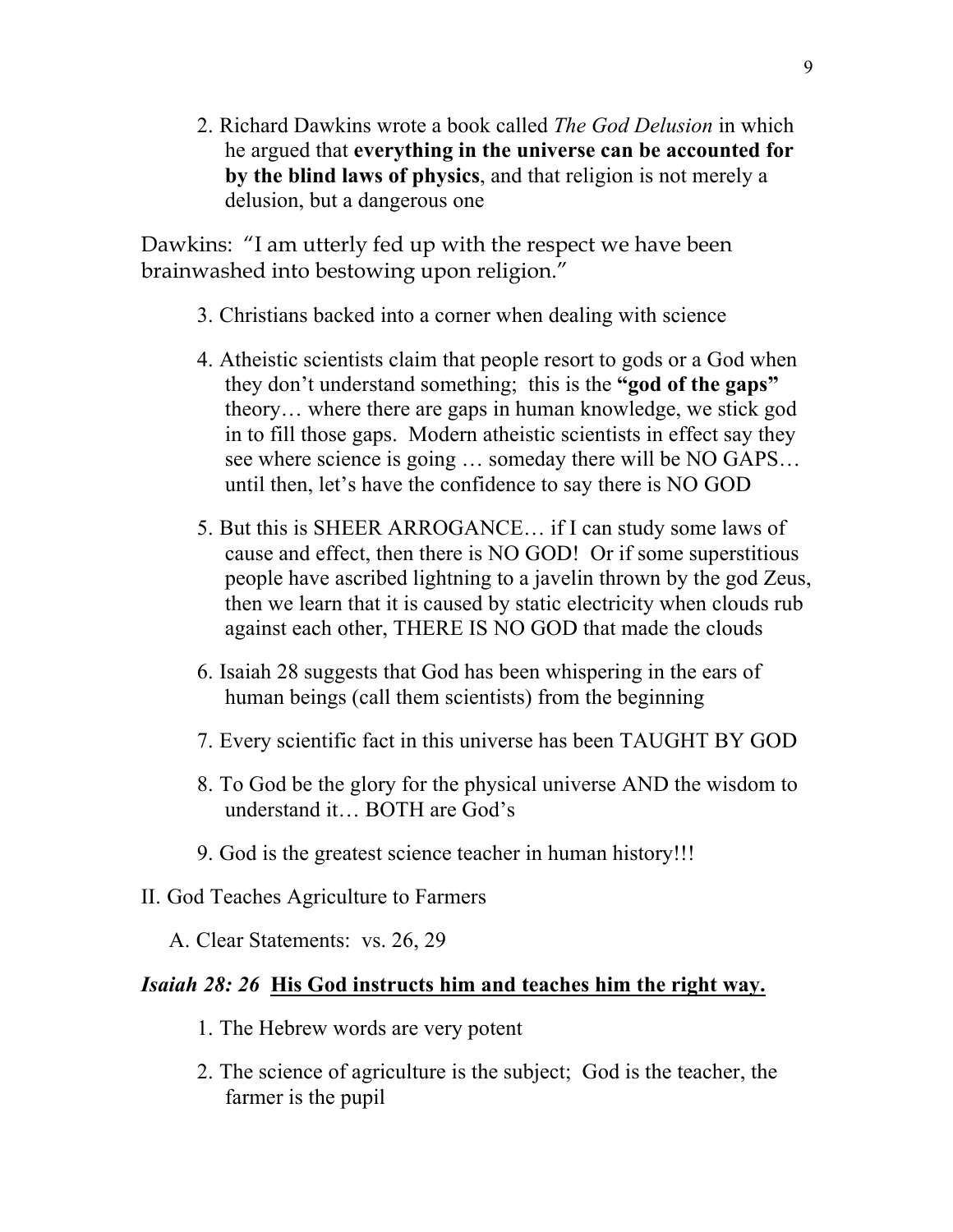2. Richard Dawkins wrote a book called *The God Delusion* in which he argued that **everything in the universe can be accounted for by the blind laws of physics**, and that religion is not merely a delusion, but a dangerous one

Dawkins: "I am utterly fed up with the respect we have been brainwashed into bestowing upon religion."

3. Christians backed into a corner when dealing with science

4. Atheistic scientists claim that people resort to gods or a God when they don't understand something; this is the **"god of the gaps"** theory… where there are gaps in human knowledge, we stick god in to fill those gaps. Modern atheistic scientists in effect say they see where science is going … someday there will be NO GAPS… until then, let's have the confidence to say there is NO GOD

5. But this is SHEER ARROGANCE… if I can study some laws of cause and effect, then there is NO GOD! Or if some superstitious people have ascribed lightning to a javelin thrown by the god Zeus, then we learn that it is caused by static electricity when clouds rub against each other, THERE IS NO GOD that made the clouds

6. Isaiah 28 suggests that God has been whispering in the ears of human beings (call them scientists) from the beginning

7. Every scientific fact in this universe has been TAUGHT BY GOD

8. To God be the glory for the physical universe AND the wisdom to understand it… BOTH are God's

9. God is the greatest science teacher in human history!!!

II. God Teaches Agriculture to Farmers

A. Clear Statements: vs. 26, 29

***Isaiah 28: 26*** **His God instructs him and teaches him the right way.**

1. The Hebrew words are very potent

2. The science of agriculture is the subject; God is the teacher, the farmer is the pupil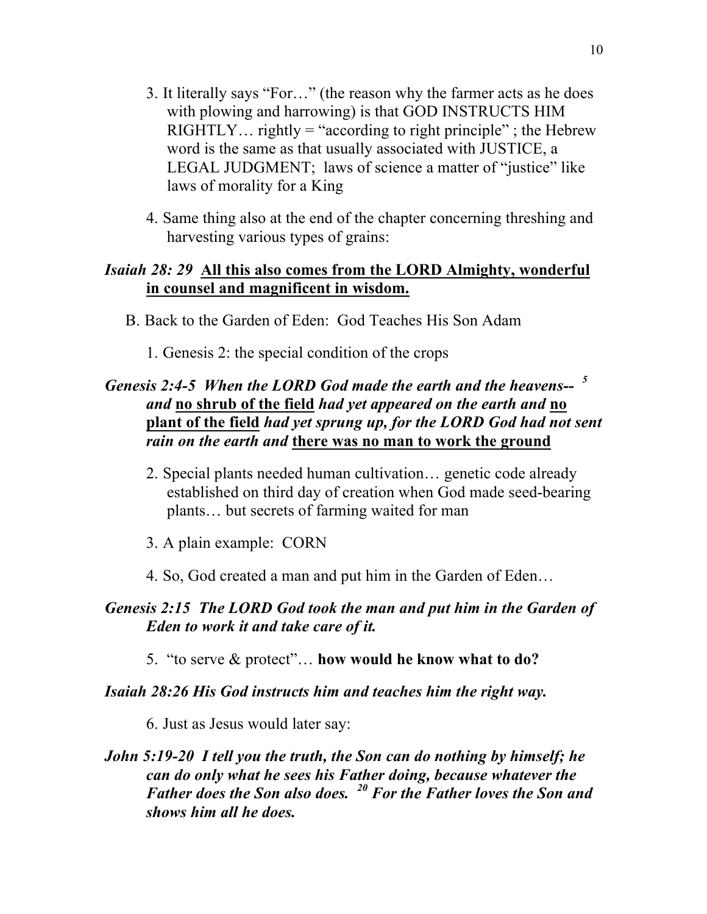3. It literally says "For…" (the reason why the farmer acts as he does with plowing and harrowing) is that GOD INSTRUCTS HIM RIGHTLY… rightly = "according to right principle" ; the Hebrew word is the same as that usually associated with JUSTICE, a LEGAL JUDGMENT; laws of science a matter of "justice" like laws of morality for a King

4. Same thing also at the end of the chapter concerning threshing and harvesting various types of grains:

***Isaiah 28: 29*** **<u>All this also comes from the LORD Almighty, wonderful in counsel and magnificent in wisdom.</u>**

B. Back to the Garden of Eden: God Teaches His Son Adam

1. Genesis 2: the special condition of the crops

***Genesis 2:4-5 When the LORD God made the earth and the heavens-- [5] and <u>no shrub of the field</u> had yet appeared on the earth and <u>no plant of the field</u> had yet sprung up, for the LORD God had not sent rain on the earth and <u>there was no man to work the ground</u>***

2. Special plants needed human cultivation… genetic code already established on third day of creation when God made seed-bearing plants… but secrets of farming waited for man

3. A plain example: CORN

4. So, God created a man and put him in the Garden of Eden…

***Genesis 2:15 The LORD God took the man and put him in the Garden of Eden to work it and take care of it.***

5. "to serve & protect"… **how would he know what to do?**

***Isaiah 28:26 His God instructs him and teaches him the right way.***

6. Just as Jesus would later say:

***John 5:19-20 I tell you the truth, the Son can do nothing by himself; he can do only what he sees his Father doing, because whatever the Father does the Son also does. [20] For the Father loves the Son and shows him all he does.***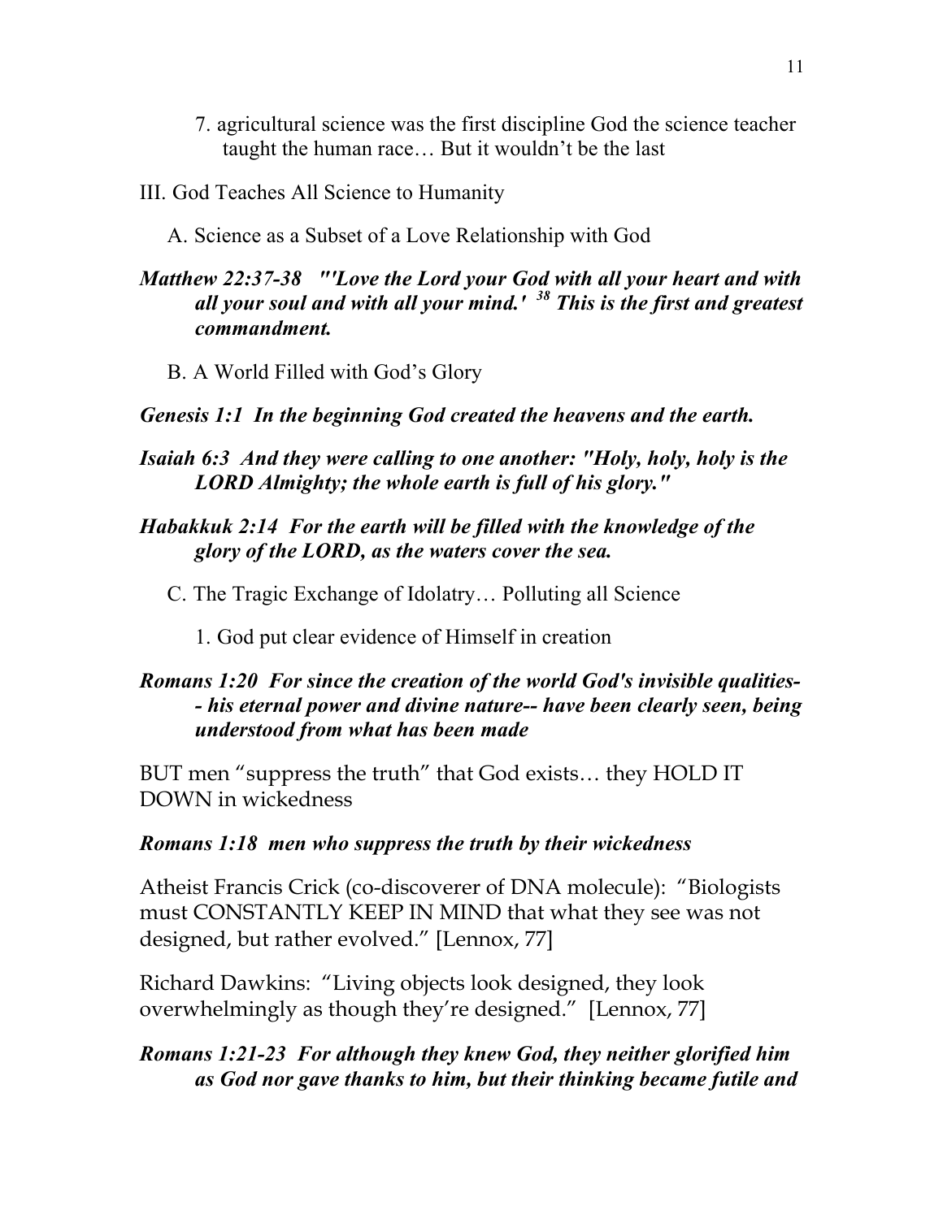7. agricultural science was the first discipline God the science teacher taught the human race… But it wouldn't be the last

## III. God Teaches All Science to Humanity

### A. Science as a Subset of a Love Relationship with God

***Matthew 22:37-38 "'Love the Lord your God with all your heart and with all your soul and with all your mind.' [38] This is the first and greatest commandment.***

### B. A World Filled with God's Glory

***Genesis 1:1 In the beginning God created the heavens and the earth.***

***Isaiah 6:3 And they were calling to one another: "Holy, holy, holy is the LORD Almighty; the whole earth is full of his glory."***

***Habakkuk 2:14 For the earth will be filled with the knowledge of the glory of the LORD, as the waters cover the sea.***

### C. The Tragic Exchange of Idolatry… Polluting all Science

1. God put clear evidence of Himself in creation

***Romans 1:20 For since the creation of the world God's invisible qualities--- his eternal power and divine nature-- have been clearly seen, being understood from what has been made***

BUT men "suppress the truth" that God exists… they HOLD IT DOWN in wickedness

***Romans 1:18 men who suppress the truth by their wickedness***

Atheist Francis Crick (co-discoverer of DNA molecule): "Biologists must CONSTANTLY KEEP IN MIND that what they see was not designed, but rather evolved." [Lennox, 77]

Richard Dawkins: "Living objects look designed, they look overwhelmingly as though they're designed." [Lennox, 77]

***Romans 1:21-23 For although they knew God, they neither glorified him as God nor gave thanks to him, but their thinking became futile and***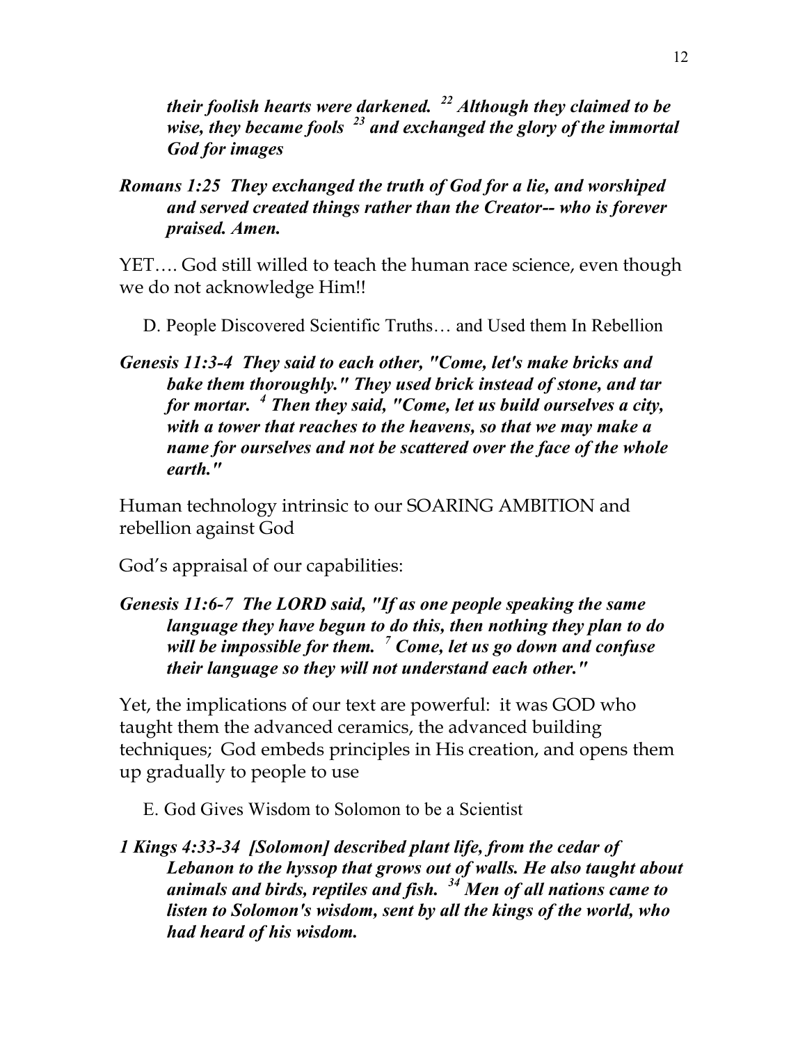***their foolish hearts were darkened. [22] Although they claimed to be wise, they became fools [23] and exchanged the glory of the immortal God for images***

***Romans 1:25 They exchanged the truth of God for a lie, and worshiped and served created things rather than the Creator-- who is forever praised. Amen.***

YET…. God still willed to teach the human race science, even though we do not acknowledge Him!!

D. People Discovered Scientific Truths… and Used them In Rebellion

***Genesis 11:3-4 They said to each other, "Come, let's make bricks and bake them thoroughly." They used brick instead of stone, and tar for mortar. [4] Then they said, "Come, let us build ourselves a city, with a tower that reaches to the heavens, so that we may make a name for ourselves and not be scattered over the face of the whole earth."***

Human technology intrinsic to our SOARING AMBITION and rebellion against God

God's appraisal of our capabilities:

***Genesis 11:6-7 The LORD said, "If as one people speaking the same language they have begun to do this, then nothing they plan to do will be impossible for them. [7] Come, let us go down and confuse their language so they will not understand each other."***

Yet, the implications of our text are powerful: it was GOD who taught them the advanced ceramics, the advanced building techniques; God embeds principles in His creation, and opens them up gradually to people to use

E. God Gives Wisdom to Solomon to be a Scientist

***1 Kings 4:33-34 [Solomon] described plant life, from the cedar of Lebanon to the hyssop that grows out of walls. He also taught about animals and birds, reptiles and fish. [34] Men of all nations came to listen to Solomon's wisdom, sent by all the kings of the world, who had heard of his wisdom.***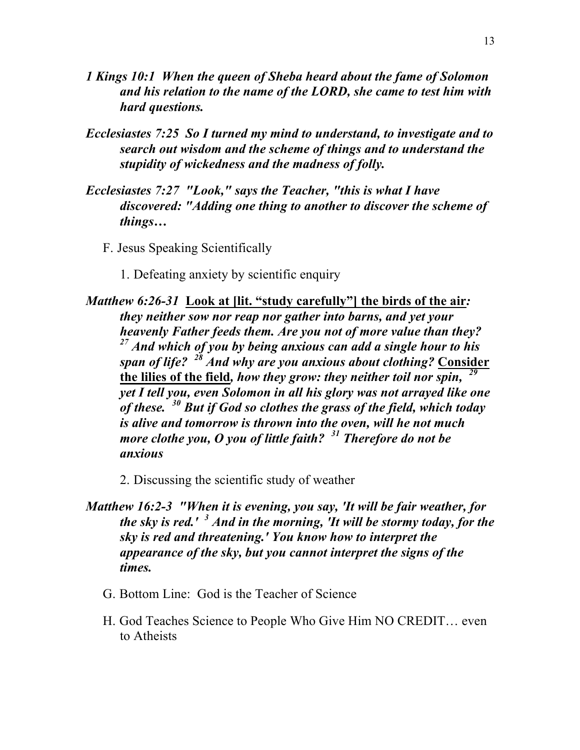***1 Kings 10:1 When the queen of Sheba heard about the fame of Solomon and his relation to the name of the LORD, she came to test him with hard questions.***

***Ecclesiastes 7:25 So I turned my mind to understand, to investigate and to search out wisdom and the scheme of things and to understand the stupidity of wickedness and the madness of folly.***

***Ecclesiastes 7:27 "Look," says the Teacher, "this is what I have discovered: "Adding one thing to another to discover the scheme of things…***

F. Jesus Speaking Scientifically

1. Defeating anxiety by scientific enquiry

***Matthew 6:26-31*** <u>**Look at [lit. "study carefully"] the birds of the air**</u>***: they neither sow nor reap nor gather into barns, and yet your heavenly Father feeds them. Are you not of more value than they? 27 And which of you by being anxious can add a single hour to his span of life? 28 And why are you anxious about clothing?*** <u>**Consider the lilies of the field**</u>***, how they grow: they neither toil nor spin, 29 yet I tell you, even Solomon in all his glory was not arrayed like one of these. 30 But if God so clothes the grass of the field, which today is alive and tomorrow is thrown into the oven, will he not much more clothe you, O you of little faith? 31 Therefore do not be anxious***

2. Discussing the scientific study of weather

***Matthew 16:2-3 "When it is evening, you say, 'It will be fair weather, for the sky is red.' 3 And in the morning, 'It will be stormy today, for the sky is red and threatening.' You know how to interpret the appearance of the sky, but you cannot interpret the signs of the times.***

G. Bottom Line: God is the Teacher of Science

H. God Teaches Science to People Who Give Him NO CREDIT… even to Atheists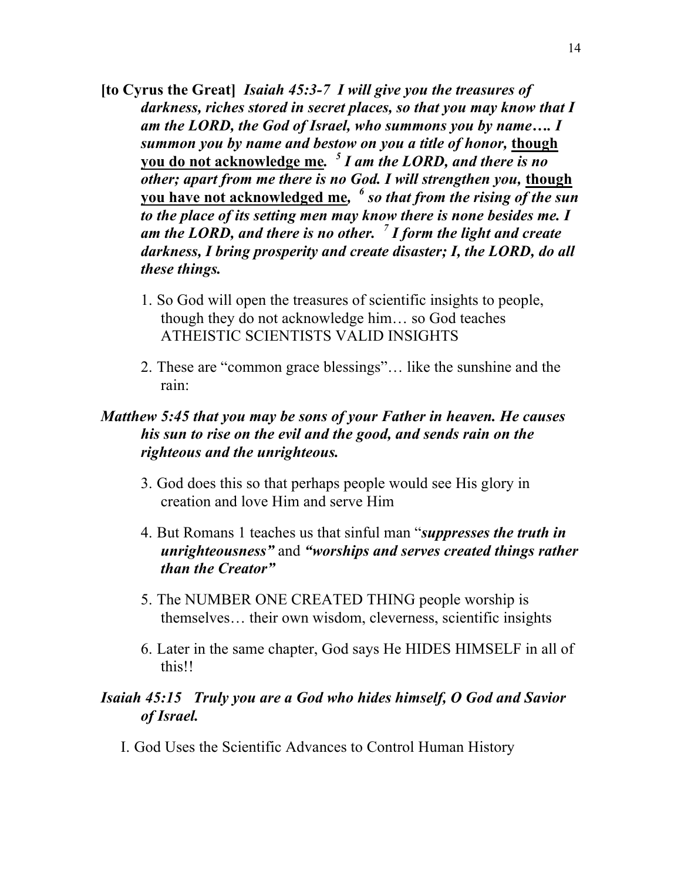**[to Cyrus the Great]** ***Isaiah 45:3-7 I will give you the treasures of darkness, riches stored in secret places, so that you may know that I am the LORD, the God of Israel, who summons you by name…. I summon you by name and bestow on you a title of honor, <u>though you do not acknowledge me</u>. [5] I am the LORD, and there is no other; apart from me there is no God. I will strengthen you, <u>though you have not acknowledged me</u>, [6] so that from the rising of the sun to the place of its setting men may know there is none besides me. I am the LORD, and there is no other. [7] I form the light and create darkness, I bring prosperity and create disaster; I, the LORD, do all these things.***

1. So God will open the treasures of scientific insights to people, though they do not acknowledge him… so God teaches ATHEISTIC SCIENTISTS VALID INSIGHTS
2. These are "common grace blessings"… like the sunshine and the rain:

***Matthew 5:45 that you may be sons of your Father in heaven. He causes his sun to rise on the evil and the good, and sends rain on the righteous and the unrighteous.***

3. God does this so that perhaps people would see His glory in creation and love Him and serve Him
4. But Romans 1 teaches us that sinful man "***suppresses the truth in unrighteousness"*** and ***"worships and serves created things rather than the Creator"***
5. The NUMBER ONE CREATED THING people worship is themselves… their own wisdom, cleverness, scientific insights
6. Later in the same chapter, God says He HIDES HIMSELF in all of this!!

***Isaiah 45:15 Truly you are a God who hides himself, O God and Savior of Israel.***

I. God Uses the Scientific Advances to Control Human History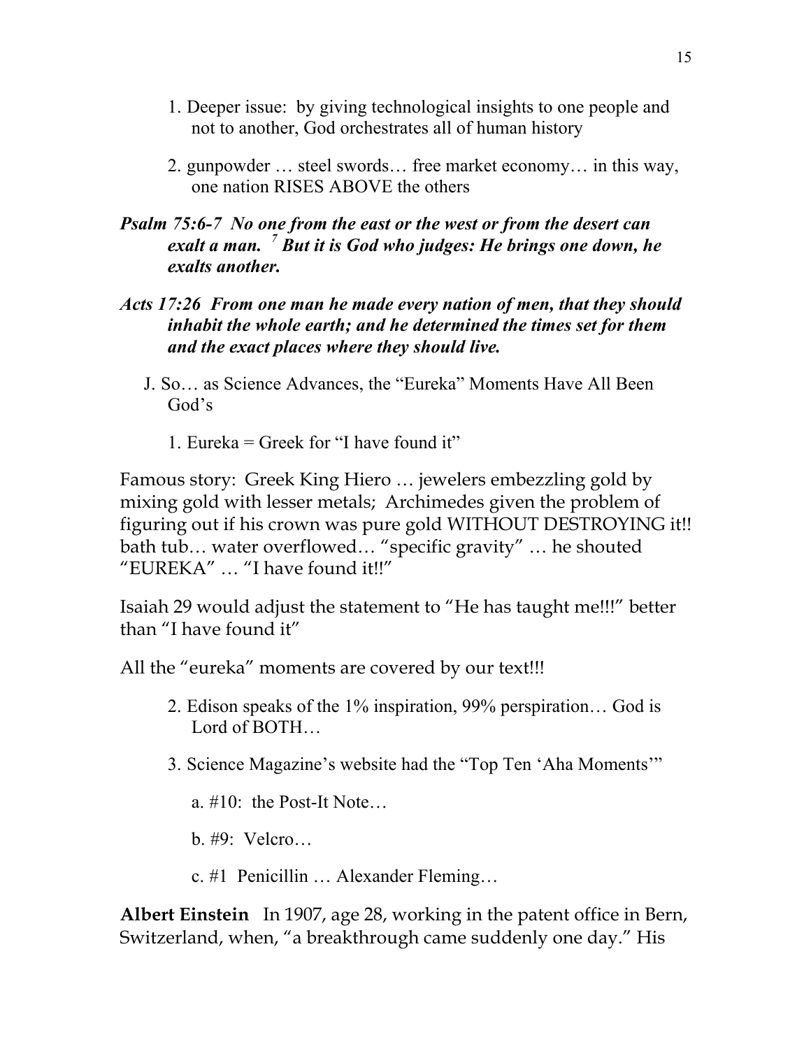1. Deeper issue: by giving technological insights to one people and not to another, God orchestrates all of human history

2. gunpowder … steel swords… free market economy… in this way, one nation RISES ABOVE the others

***Psalm 75:6-7 No one from the east or the west or from the desert can exalt a man. [7] But it is God who judges: He brings one down, he exalts another.***

***Acts 17:26 From one man he made every nation of men, that they should inhabit the whole earth; and he determined the times set for them and the exact places where they should live.***

J. So… as Science Advances, the "Eureka" Moments Have All Been God's

1. Eureka = Greek for "I have found it"

Famous story: Greek King Hiero … jewelers embezzling gold by mixing gold with lesser metals; Archimedes given the problem of figuring out if his crown was pure gold WITHOUT DESTROYING it!! bath tub… water overflowed… "specific gravity" … he shouted "EUREKA" … "I have found it!!"

Isaiah 29 would adjust the statement to "He has taught me!!!" better than "I have found it"

All the "eureka" moments are covered by our text!!!

2. Edison speaks of the 1% inspiration, 99% perspiration… God is Lord of BOTH…

3. Science Magazine's website had the "Top Ten 'Aha Moments'"

a. #10: the Post-It Note…

b. #9: Velcro…

c. #1 Penicillin … Alexander Fleming…

**Albert Einstein** In 1907, age 28, working in the patent office in Bern, Switzerland, when, "a breakthrough came suddenly one day." His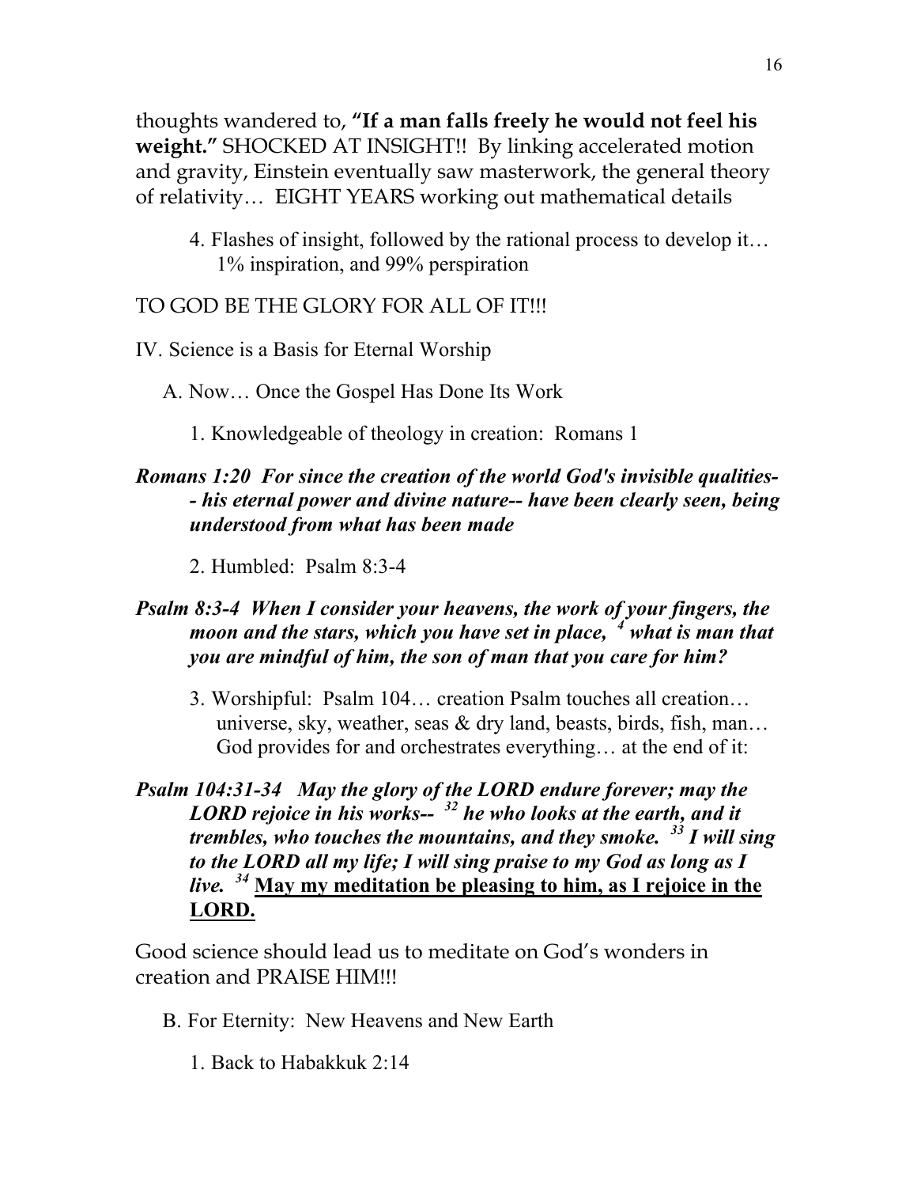thoughts wandered to, **"If a man falls freely he would not feel his weight."** SHOCKED AT INSIGHT!! By linking accelerated motion and gravity, Einstein eventually saw masterwork, the general theory of relativity… EIGHT YEARS working out mathematical details

4. Flashes of insight, followed by the rational process to develop it… 1% inspiration, and 99% perspiration

TO GOD BE THE GLORY FOR ALL OF IT!!!

IV. Science is a Basis for Eternal Worship

A. Now… Once the Gospel Has Done Its Work

1. Knowledgeable of theology in creation: Romans 1

***Romans 1:20 For since the creation of the world God's invisible qualities-- his eternal power and divine nature-- have been clearly seen, being understood from what has been made***

2. Humbled: Psalm 8:3-4

***Psalm 8:3-4 When I consider your heavens, the work of your fingers, the moon and the stars, which you have set in place, [4] what is man that you are mindful of him, the son of man that you care for him?***

3. Worshipful: Psalm 104… creation Psalm touches all creation… universe, sky, weather, seas & dry land, beasts, birds, fish, man… God provides for and orchestrates everything… at the end of it:

***Psalm 104:31-34 May the glory of the LORD endure forever; may the LORD rejoice in his works-- [32] he who looks at the earth, and it trembles, who touches the mountains, and they smoke. [33] I will sing to the LORD all my life; I will sing praise to my God as long as I live. [34] <u>May my meditation be pleasing to him, as I rejoice in the LORD.</u>***

Good science should lead us to meditate on God's wonders in creation and PRAISE HIM!!!

B. For Eternity: New Heavens and New Earth

1. Back to Habakkuk 2:14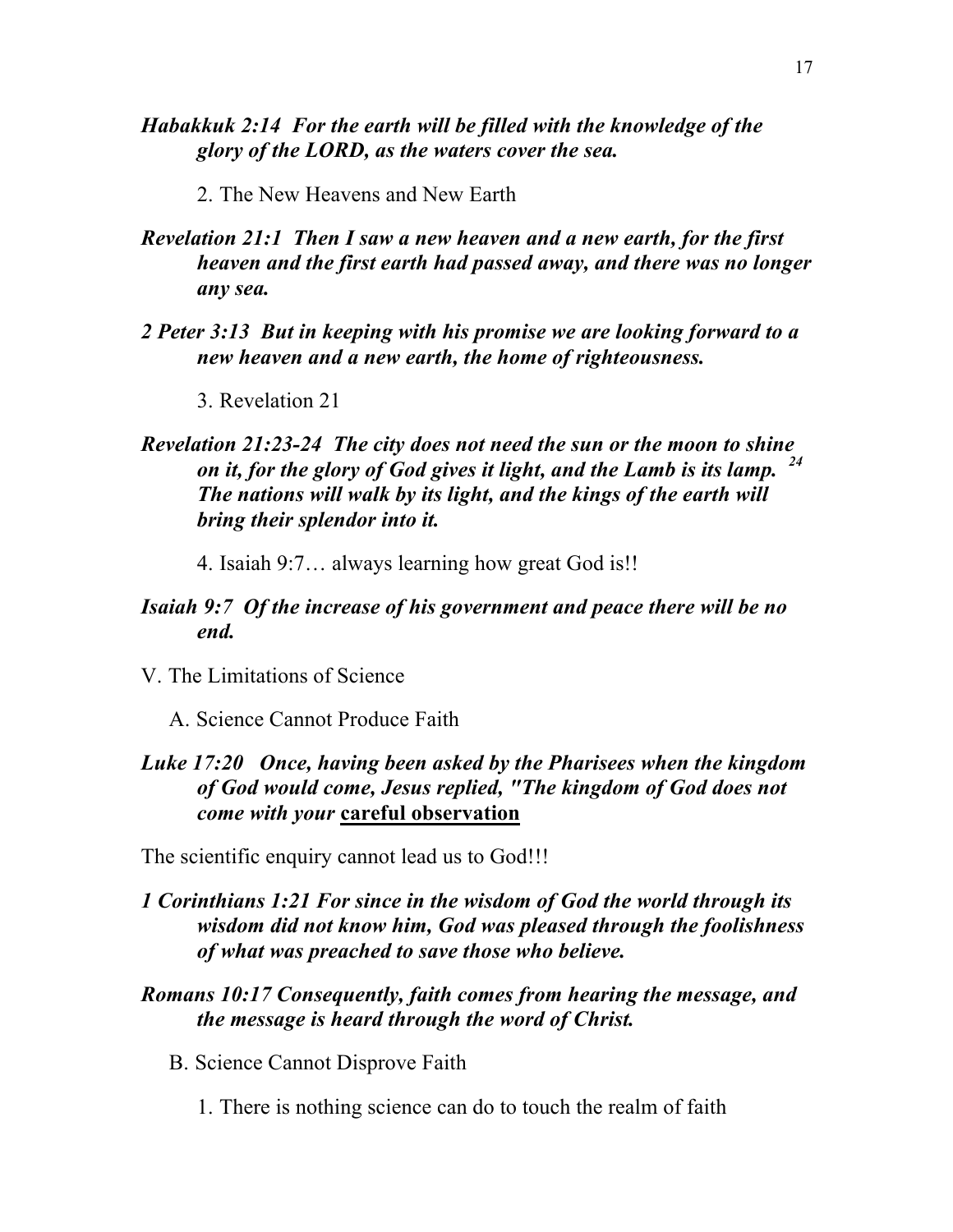***Habakkuk 2:14  For the earth will be filled with the knowledge of the glory of the LORD, as the waters cover the sea.***

2. The New Heavens and New Earth

***Revelation 21:1  Then I saw a new heaven and a new earth, for the first heaven and the first earth had passed away, and there was no longer any sea.***

***2 Peter 3:13  But in keeping with his promise we are looking forward to a new heaven and a new earth, the home of righteousness.***

3. Revelation 21

***Revelation 21:23-24  The city does not need the sun or the moon to shine on it, for the glory of God gives it light, and the Lamb is its lamp. [24] The nations will walk by its light, and the kings of the earth will bring their splendor into it.***

4. Isaiah 9:7… always learning how great God is!!

***Isaiah 9:7  Of the increase of his government and peace there will be no end.***

V. The Limitations of Science

A. Science Cannot Produce Faith

***Luke 17:20   Once, having been asked by the Pharisees when the kingdom of God would come, Jesus replied, "The kingdom of God does not come with your*** **<u>careful observation</u>**

The scientific enquiry cannot lead us to God!!!

***1 Corinthians 1:21 For since in the wisdom of God the world through its wisdom did not know him, God was pleased through the foolishness of what was preached to save those who believe.***

***Romans 10:17 Consequently, faith comes from hearing the message, and the message is heard through the word of Christ.***

B. Science Cannot Disprove Faith

1. There is nothing science can do to touch the realm of faith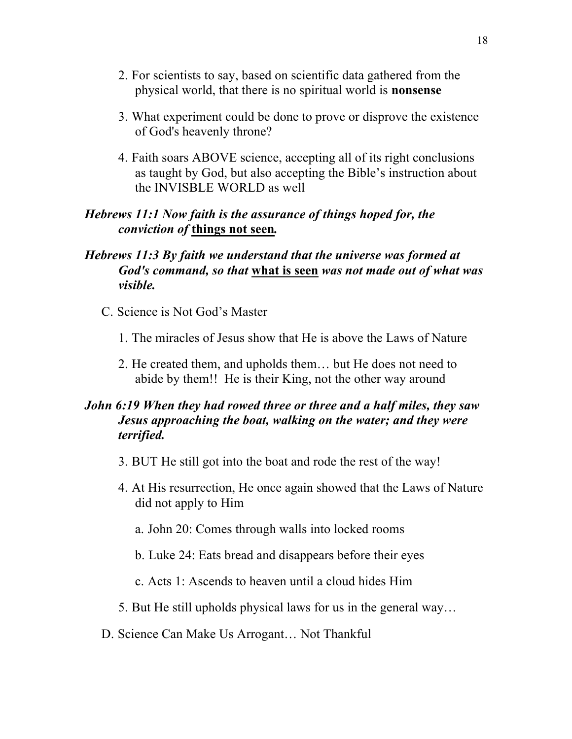2. For scientists to say, based on scientific data gathered from the physical world, that there is no spiritual world is **nonsense**

3. What experiment could be done to prove or disprove the existence of God's heavenly throne?

4. Faith soars ABOVE science, accepting all of its right conclusions as taught by God, but also accepting the Bible's instruction about the INVISBLE WORLD as well

***Hebrews 11:1 Now faith is the assurance of things hoped for, the conviction of <u>things not seen</u>.***

***Hebrews 11:3 By faith we understand that the universe was formed at God's command, so that <u>what is seen</u> was not made out of what was visible.***

C. Science is Not God's Master

1. The miracles of Jesus show that He is above the Laws of Nature

2. He created them, and upholds them… but He does not need to abide by them!! He is their King, not the other way around

***John 6:19 When they had rowed three or three and a half miles, they saw Jesus approaching the boat, walking on the water; and they were terrified.***

3. BUT He still got into the boat and rode the rest of the way!

4. At His resurrection, He once again showed that the Laws of Nature did not apply to Him

a. John 20: Comes through walls into locked rooms

b. Luke 24: Eats bread and disappears before their eyes

c. Acts 1: Ascends to heaven until a cloud hides Him

5. But He still upholds physical laws for us in the general way…

D. Science Can Make Us Arrogant… Not Thankful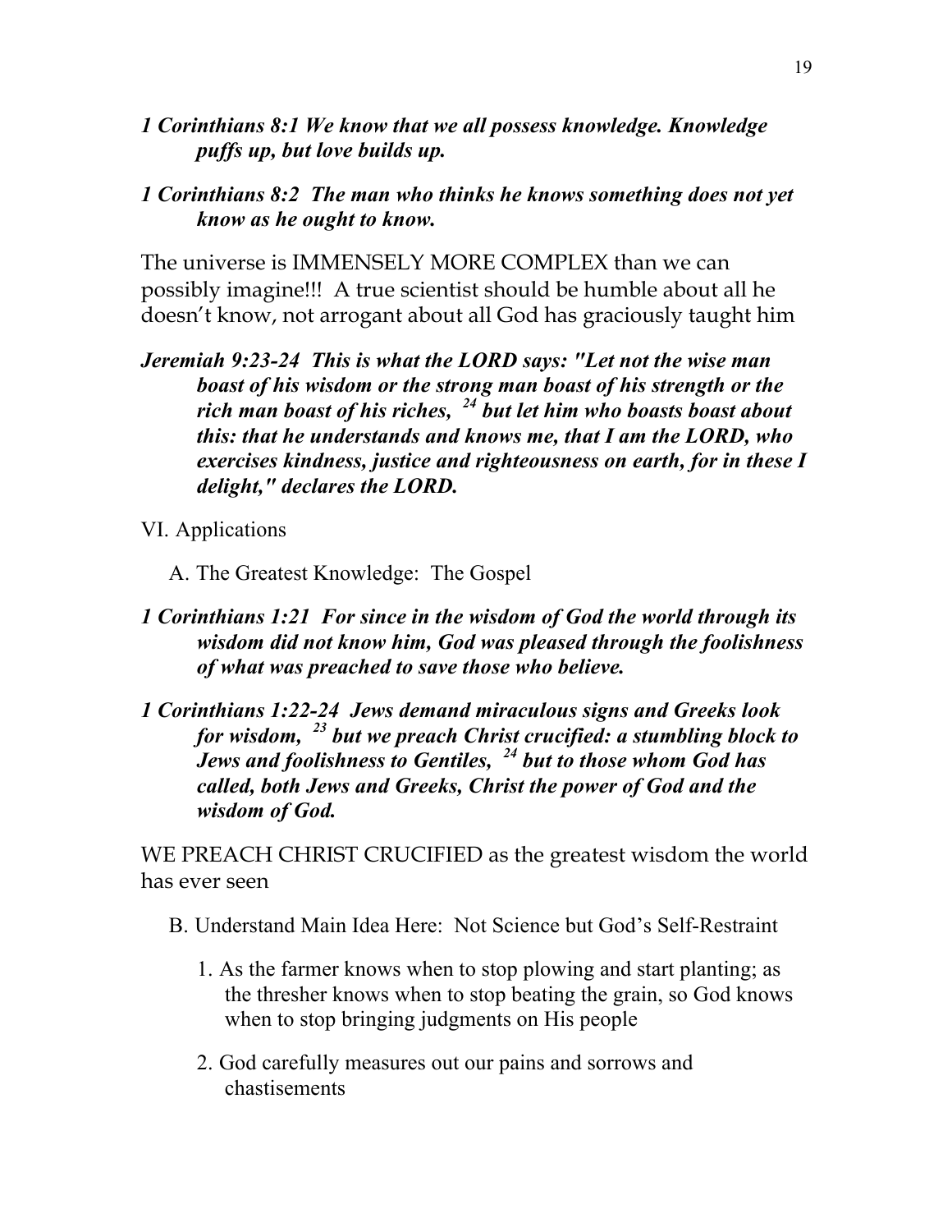***1 Corinthians 8:1 We know that we all possess knowledge. Knowledge puffs up, but love builds up.***

***1 Corinthians 8:2 The man who thinks he knows something does not yet know as he ought to know.***

The universe is IMMENSELY MORE COMPLEX than we can possibly imagine!!! A true scientist should be humble about all he doesn't know, not arrogant about all God has graciously taught him

***Jeremiah 9:23-24 This is what the LORD says: "Let not the wise man boast of his wisdom or the strong man boast of his strength or the rich man boast of his riches, [24] but let him who boasts boast about this: that he understands and knows me, that I am the LORD, who exercises kindness, justice and righteousness on earth, for in these I delight," declares the LORD.***

VI. Applications

A. The Greatest Knowledge: The Gospel

***1 Corinthians 1:21 For since in the wisdom of God the world through its wisdom did not know him, God was pleased through the foolishness of what was preached to save those who believe.***

***1 Corinthians 1:22-24 Jews demand miraculous signs and Greeks look for wisdom, [23] but we preach Christ crucified: a stumbling block to Jews and foolishness to Gentiles, [24] but to those whom God has called, both Jews and Greeks, Christ the power of God and the wisdom of God.***

WE PREACH CHRIST CRUCIFIED as the greatest wisdom the world has ever seen

B. Understand Main Idea Here: Not Science but God's Self-Restraint

1. As the farmer knows when to stop plowing and start planting; as the thresher knows when to stop beating the grain, so God knows when to stop bringing judgments on His people

2. God carefully measures out our pains and sorrows and chastisements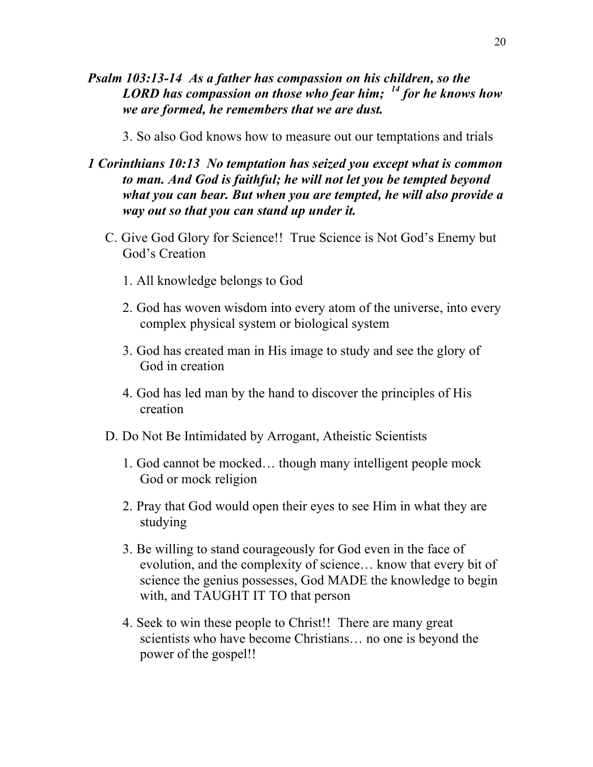***Psalm 103:13-14  As a father has compassion on his children, so the LORD has compassion on those who fear him; [14] for he knows how we are formed, he remembers that we are dust.***

3. So also God knows how to measure out our temptations and trials

***1 Corinthians 10:13  No temptation has seized you except what is common to man. And God is faithful; he will not let you be tempted beyond what you can bear. But when you are tempted, he will also provide a way out so that you can stand up under it.***

C. Give God Glory for Science!!  True Science is Not God's Enemy but God's Creation

1. All knowledge belongs to God

2. God has woven wisdom into every atom of the universe, into every complex physical system or biological system

3. God has created man in His image to study and see the glory of God in creation

4. God has led man by the hand to discover the principles of His creation

D. Do Not Be Intimidated by Arrogant, Atheistic Scientists

1. God cannot be mocked… though many intelligent people mock God or mock religion

2. Pray that God would open their eyes to see Him in what they are studying

3. Be willing to stand courageously for God even in the face of evolution, and the complexity of science… know that every bit of science the genius possesses, God MADE the knowledge to begin with, and TAUGHT IT TO that person

4. Seek to win these people to Christ!!  There are many great scientists who have become Christians… no one is beyond the power of the gospel!!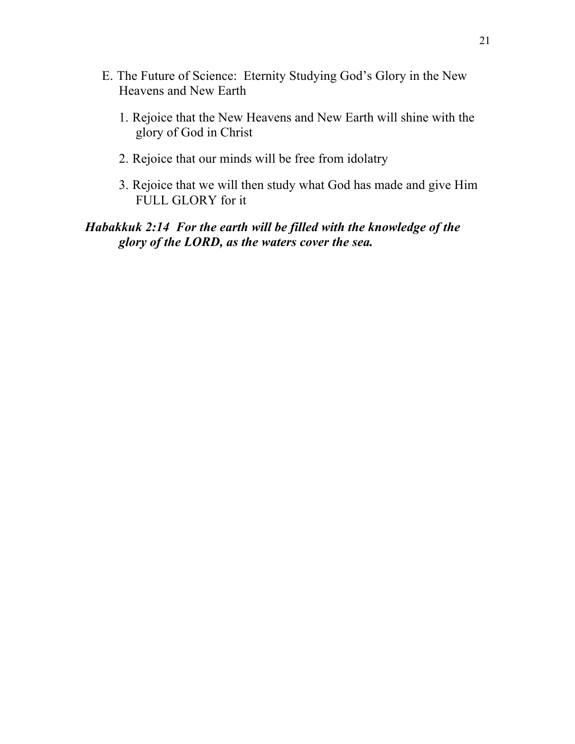E. The Future of Science: Eternity Studying God's Glory in the New Heavens and New Earth

1. Rejoice that the New Heavens and New Earth will shine with the glory of God in Christ

2. Rejoice that our minds will be free from idolatry

3. Rejoice that we will then study what God has made and give Him FULL GLORY for it

***Habakkuk 2:14 For the earth will be filled with the knowledge of the glory of the LORD, as the waters cover the sea.***